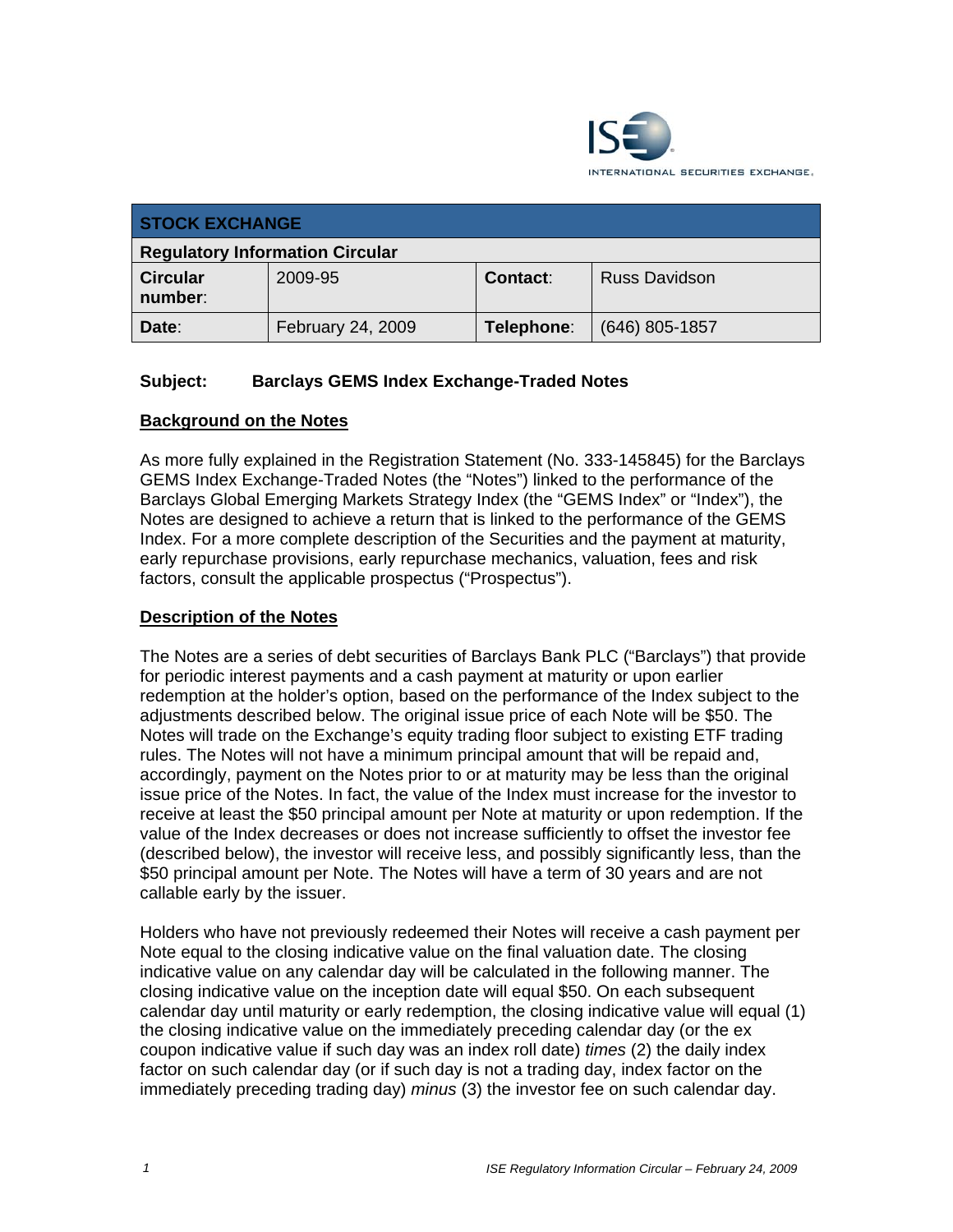ISE INTERNATIONAL SECURITIES EXCHANGE.

| STOCK EXCHANGE | | | |
|---|---|---|---|
| **Regulatory Information Circular** | | | |
| **Circular number**: | 2009-95 | **Contact**: | Russ Davidson |
| **Date**: | February 24, 2009 | **Telephone**: | (646) 805-1857 |

**Subject: Barclays GEMS Index Exchange-Traded Notes**

## Background on the Notes

As more fully explained in the Registration Statement (No. 333-145845) for the Barclays GEMS Index Exchange-Traded Notes (the "Notes") linked to the performance of the Barclays Global Emerging Markets Strategy Index (the "GEMS Index" or "Index"), the Notes are designed to achieve a return that is linked to the performance of the GEMS Index. For a more complete description of the Securities and the payment at maturity, early repurchase provisions, early repurchase mechanics, valuation, fees and risk factors, consult the applicable prospectus ("Prospectus").

## Description of the Notes

The Notes are a series of debt securities of Barclays Bank PLC ("Barclays") that provide for periodic interest payments and a cash payment at maturity or upon earlier redemption at the holder's option, based on the performance of the Index subject to the adjustments described below. The original issue price of each Note will be $50. The Notes will trade on the Exchange's equity trading floor subject to existing ETF trading rules. The Notes will not have a minimum principal amount that will be repaid and, accordingly, payment on the Notes prior to or at maturity may be less than the original issue price of the Notes. In fact, the value of the Index must increase for the investor to receive at least the $50 principal amount per Note at maturity or upon redemption. If the value of the Index decreases or does not increase sufficiently to offset the investor fee (described below), the investor will receive less, and possibly significantly less, than the $50 principal amount per Note. The Notes will have a term of 30 years and are not callable early by the issuer.

Holders who have not previously redeemed their Notes will receive a cash payment per Note equal to the closing indicative value on the final valuation date. The closing indicative value on any calendar day will be calculated in the following manner. The closing indicative value on the inception date will equal $50. On each subsequent calendar day until maturity or early redemption, the closing indicative value will equal (1) the closing indicative value on the immediately preceding calendar day (or the ex coupon indicative value if such day was an index roll date) *times* (2) the daily index factor on such calendar day (or if such day is not a trading day, index factor on the immediately preceding trading day) *minus* (3) the investor fee on such calendar day.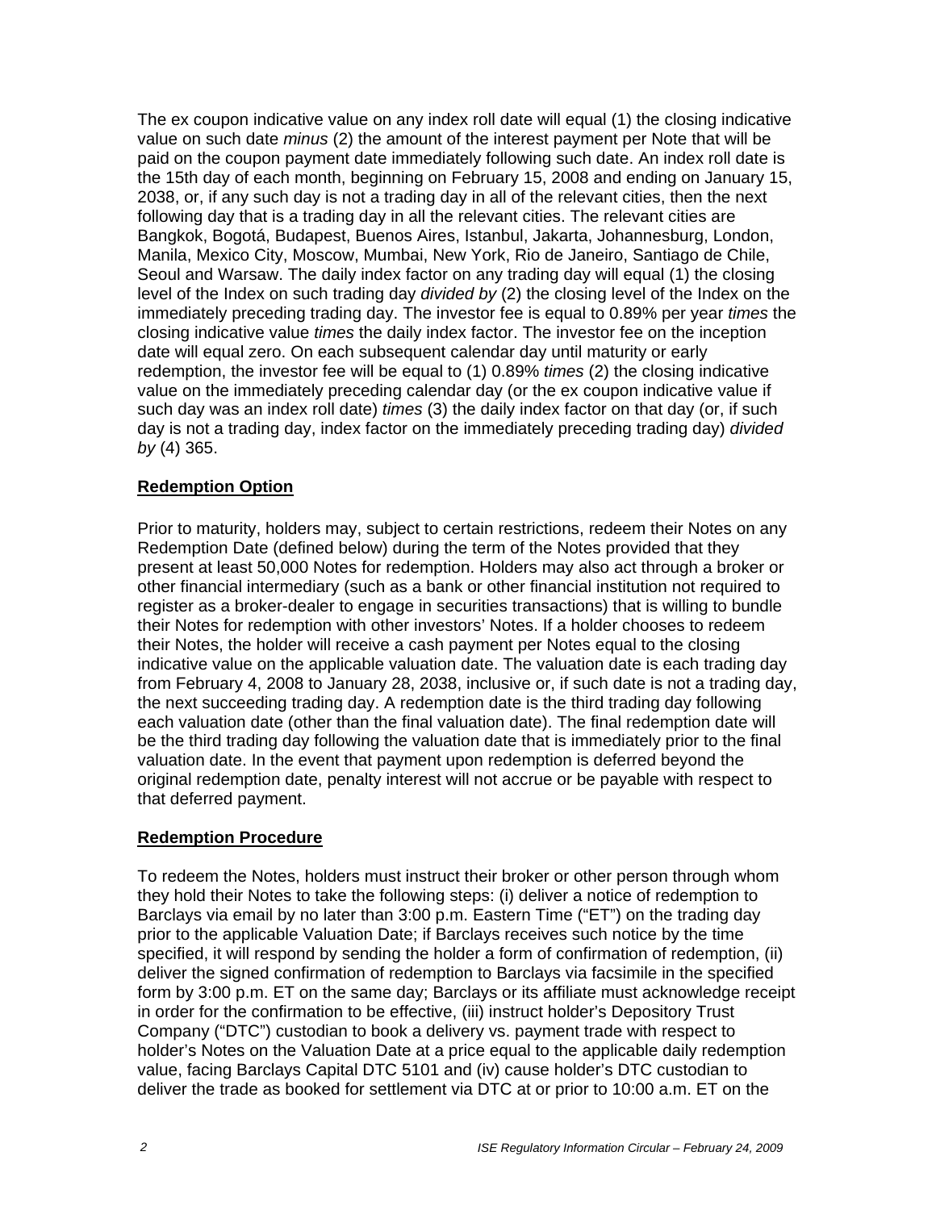The ex coupon indicative value on any index roll date will equal (1) the closing indicative value on such date *minus* (2) the amount of the interest payment per Note that will be paid on the coupon payment date immediately following such date. An index roll date is the 15th day of each month, beginning on February 15, 2008 and ending on January 15, 2038, or, if any such day is not a trading day in all of the relevant cities, then the next following day that is a trading day in all the relevant cities. The relevant cities are Bangkok, Bogotá, Budapest, Buenos Aires, Istanbul, Jakarta, Johannesburg, London, Manila, Mexico City, Moscow, Mumbai, New York, Rio de Janeiro, Santiago de Chile, Seoul and Warsaw. The daily index factor on any trading day will equal (1) the closing level of the Index on such trading day *divided by* (2) the closing level of the Index on the immediately preceding trading day. The investor fee is equal to 0.89% per year *times* the closing indicative value *times* the daily index factor. The investor fee on the inception date will equal zero. On each subsequent calendar day until maturity or early redemption, the investor fee will be equal to (1) 0.89% *times* (2) the closing indicative value on the immediately preceding calendar day (or the ex coupon indicative value if such day was an index roll date) *times* (3) the daily index factor on that day (or, if such day is not a trading day, index factor on the immediately preceding trading day) *divided by* (4) 365.

## Redemption Option

Prior to maturity, holders may, subject to certain restrictions, redeem their Notes on any Redemption Date (defined below) during the term of the Notes provided that they present at least 50,000 Notes for redemption. Holders may also act through a broker or other financial intermediary (such as a bank or other financial institution not required to register as a broker-dealer to engage in securities transactions) that is willing to bundle their Notes for redemption with other investors' Notes. If a holder chooses to redeem their Notes, the holder will receive a cash payment per Notes equal to the closing indicative value on the applicable valuation date. The valuation date is each trading day from February 4, 2008 to January 28, 2038, inclusive or, if such date is not a trading day, the next succeeding trading day. A redemption date is the third trading day following each valuation date (other than the final valuation date). The final redemption date will be the third trading day following the valuation date that is immediately prior to the final valuation date. In the event that payment upon redemption is deferred beyond the original redemption date, penalty interest will not accrue or be payable with respect to that deferred payment.

## Redemption Procedure

To redeem the Notes, holders must instruct their broker or other person through whom they hold their Notes to take the following steps: (i) deliver a notice of redemption to Barclays via email by no later than 3:00 p.m. Eastern Time ("ET") on the trading day prior to the applicable Valuation Date; if Barclays receives such notice by the time specified, it will respond by sending the holder a form of confirmation of redemption, (ii) deliver the signed confirmation of redemption to Barclays via facsimile in the specified form by 3:00 p.m. ET on the same day; Barclays or its affiliate must acknowledge receipt in order for the confirmation to be effective, (iii) instruct holder's Depository Trust Company ("DTC") custodian to book a delivery vs. payment trade with respect to holder's Notes on the Valuation Date at a price equal to the applicable daily redemption value, facing Barclays Capital DTC 5101 and (iv) cause holder's DTC custodian to deliver the trade as booked for settlement via DTC at or prior to 10:00 a.m. ET on the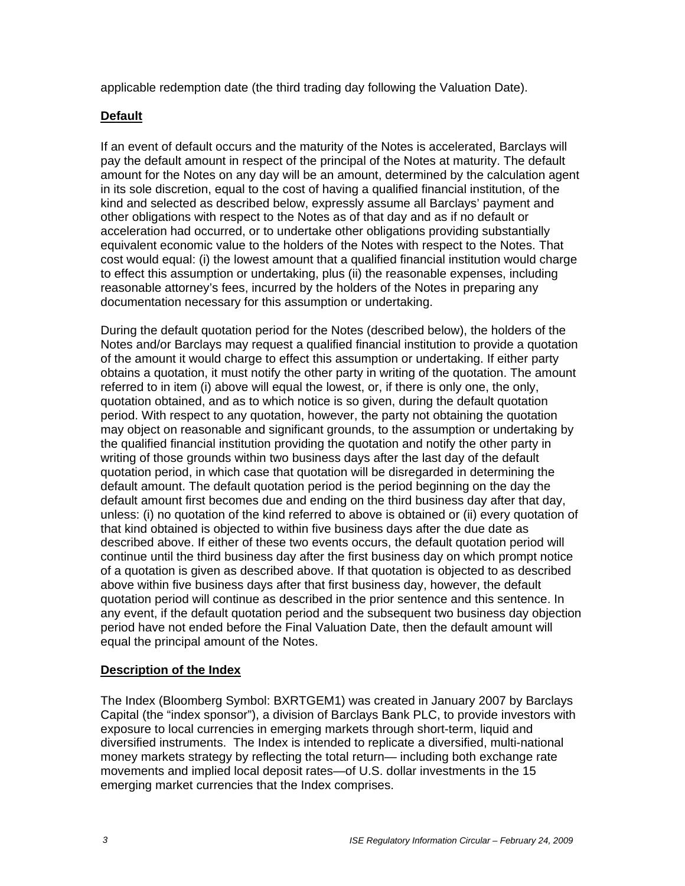applicable redemption date (the third trading day following the Valuation Date).

**Default**

If an event of default occurs and the maturity of the Notes is accelerated, Barclays will pay the default amount in respect of the principal of the Notes at maturity. The default amount for the Notes on any day will be an amount, determined by the calculation agent in its sole discretion, equal to the cost of having a qualified financial institution, of the kind and selected as described below, expressly assume all Barclays' payment and other obligations with respect to the Notes as of that day and as if no default or acceleration had occurred, or to undertake other obligations providing substantially equivalent economic value to the holders of the Notes with respect to the Notes. That cost would equal: (i) the lowest amount that a qualified financial institution would charge to effect this assumption or undertaking, plus (ii) the reasonable expenses, including reasonable attorney's fees, incurred by the holders of the Notes in preparing any documentation necessary for this assumption or undertaking.

During the default quotation period for the Notes (described below), the holders of the Notes and/or Barclays may request a qualified financial institution to provide a quotation of the amount it would charge to effect this assumption or undertaking. If either party obtains a quotation, it must notify the other party in writing of the quotation. The amount referred to in item (i) above will equal the lowest, or, if there is only one, the only, quotation obtained, and as to which notice is so given, during the default quotation period. With respect to any quotation, however, the party not obtaining the quotation may object on reasonable and significant grounds, to the assumption or undertaking by the qualified financial institution providing the quotation and notify the other party in writing of those grounds within two business days after the last day of the default quotation period, in which case that quotation will be disregarded in determining the default amount. The default quotation period is the period beginning on the day the default amount first becomes due and ending on the third business day after that day, unless: (i) no quotation of the kind referred to above is obtained or (ii) every quotation of that kind obtained is objected to within five business days after the due date as described above. If either of these two events occurs, the default quotation period will continue until the third business day after the first business day on which prompt notice of a quotation is given as described above. If that quotation is objected to as described above within five business days after that first business day, however, the default quotation period will continue as described in the prior sentence and this sentence. In any event, if the default quotation period and the subsequent two business day objection period have not ended before the Final Valuation Date, then the default amount will equal the principal amount of the Notes.

**Description of the Index**

The Index (Bloomberg Symbol: BXRTGEM1) was created in January 2007 by Barclays Capital (the "index sponsor"), a division of Barclays Bank PLC, to provide investors with exposure to local currencies in emerging markets through short-term, liquid and diversified instruments. The Index is intended to replicate a diversified, multi-national money markets strategy by reflecting the total return— including both exchange rate movements and implied local deposit rates—of U.S. dollar investments in the 15 emerging market currencies that the Index comprises.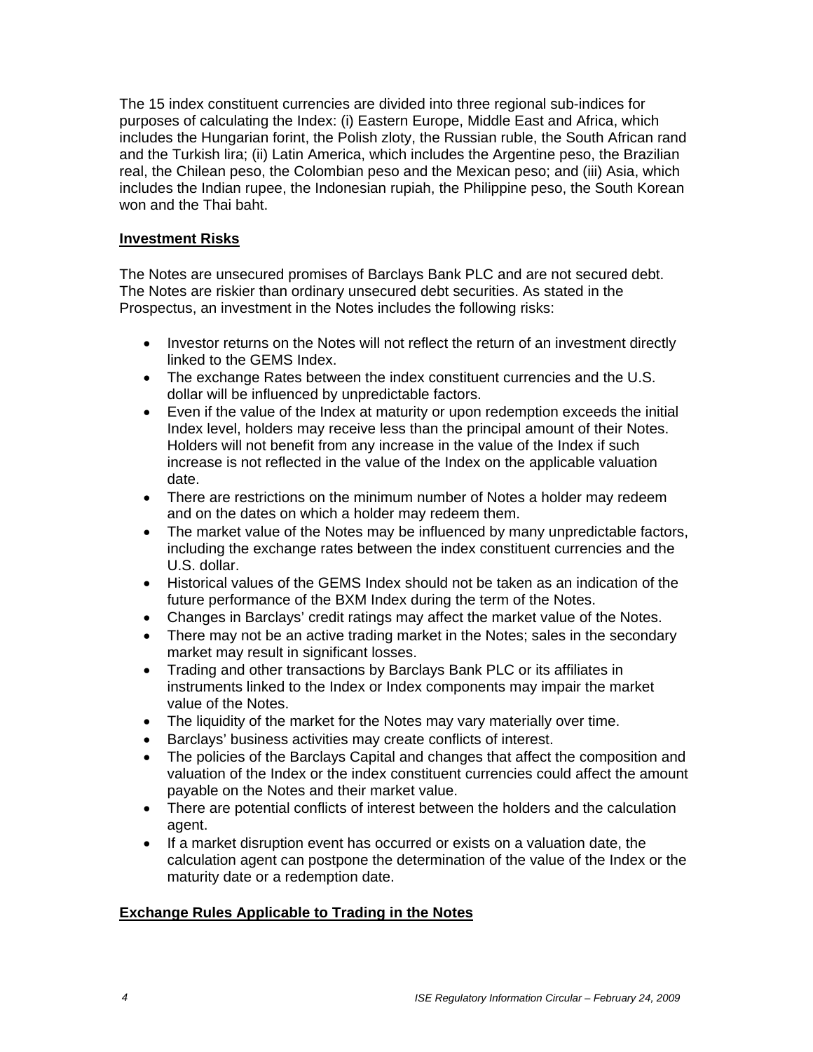The 15 index constituent currencies are divided into three regional sub-indices for purposes of calculating the Index: (i) Eastern Europe, Middle East and Africa, which includes the Hungarian forint, the Polish zloty, the Russian ruble, the South African rand and the Turkish lira; (ii) Latin America, which includes the Argentine peso, the Brazilian real, the Chilean peso, the Colombian peso and the Mexican peso; and (iii) Asia, which includes the Indian rupee, the Indonesian rupiah, the Philippine peso, the South Korean won and the Thai baht.

## Investment Risks

The Notes are unsecured promises of Barclays Bank PLC and are not secured debt. The Notes are riskier than ordinary unsecured debt securities. As stated in the Prospectus, an investment in the Notes includes the following risks:

- Investor returns on the Notes will not reflect the return of an investment directly linked to the GEMS Index.
- The exchange Rates between the index constituent currencies and the U.S. dollar will be influenced by unpredictable factors.
- Even if the value of the Index at maturity or upon redemption exceeds the initial Index level, holders may receive less than the principal amount of their Notes. Holders will not benefit from any increase in the value of the Index if such increase is not reflected in the value of the Index on the applicable valuation date.
- There are restrictions on the minimum number of Notes a holder may redeem and on the dates on which a holder may redeem them.
- The market value of the Notes may be influenced by many unpredictable factors, including the exchange rates between the index constituent currencies and the U.S. dollar.
- Historical values of the GEMS Index should not be taken as an indication of the future performance of the BXM Index during the term of the Notes.
- Changes in Barclays' credit ratings may affect the market value of the Notes.
- There may not be an active trading market in the Notes; sales in the secondary market may result in significant losses.
- Trading and other transactions by Barclays Bank PLC or its affiliates in instruments linked to the Index or Index components may impair the market value of the Notes.
- The liquidity of the market for the Notes may vary materially over time.
- Barclays' business activities may create conflicts of interest.
- The policies of the Barclays Capital and changes that affect the composition and valuation of the Index or the index constituent currencies could affect the amount payable on the Notes and their market value.
- There are potential conflicts of interest between the holders and the calculation agent.
- If a market disruption event has occurred or exists on a valuation date, the calculation agent can postpone the determination of the value of the Index or the maturity date or a redemption date.

## Exchange Rules Applicable to Trading in the Notes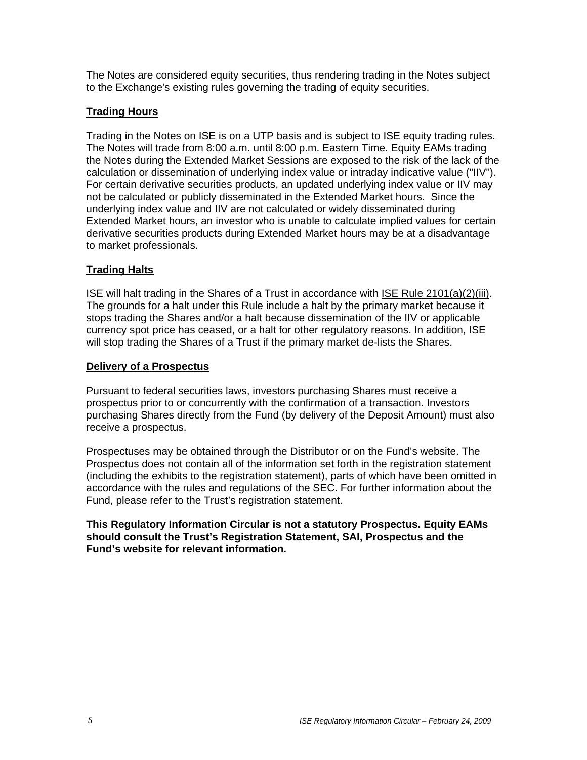The Notes are considered equity securities, thus rendering trading in the Notes subject to the Exchange's existing rules governing the trading of equity securities.

## Trading Hours

Trading in the Notes on ISE is on a UTP basis and is subject to ISE equity trading rules. The Notes will trade from 8:00 a.m. until 8:00 p.m. Eastern Time. Equity EAMs trading the Notes during the Extended Market Sessions are exposed to the risk of the lack of the calculation or dissemination of underlying index value or intraday indicative value ("IIV"). For certain derivative securities products, an updated underlying index value or IIV may not be calculated or publicly disseminated in the Extended Market hours. Since the underlying index value and IIV are not calculated or widely disseminated during Extended Market hours, an investor who is unable to calculate implied values for certain derivative securities products during Extended Market hours may be at a disadvantage to market professionals.

## Trading Halts

ISE will halt trading in the Shares of a Trust in accordance with ISE Rule 2101(a)(2)(iii). The grounds for a halt under this Rule include a halt by the primary market because it stops trading the Shares and/or a halt because dissemination of the IIV or applicable currency spot price has ceased, or a halt for other regulatory reasons. In addition, ISE will stop trading the Shares of a Trust if the primary market de-lists the Shares.

## Delivery of a Prospectus

Pursuant to federal securities laws, investors purchasing Shares must receive a prospectus prior to or concurrently with the confirmation of a transaction. Investors purchasing Shares directly from the Fund (by delivery of the Deposit Amount) must also receive a prospectus.

Prospectuses may be obtained through the Distributor or on the Fund's website. The Prospectus does not contain all of the information set forth in the registration statement (including the exhibits to the registration statement), parts of which have been omitted in accordance with the rules and regulations of the SEC. For further information about the Fund, please refer to the Trust's registration statement.

**This Regulatory Information Circular is not a statutory Prospectus. Equity EAMs should consult the Trust's Registration Statement, SAI, Prospectus and the Fund's website for relevant information.**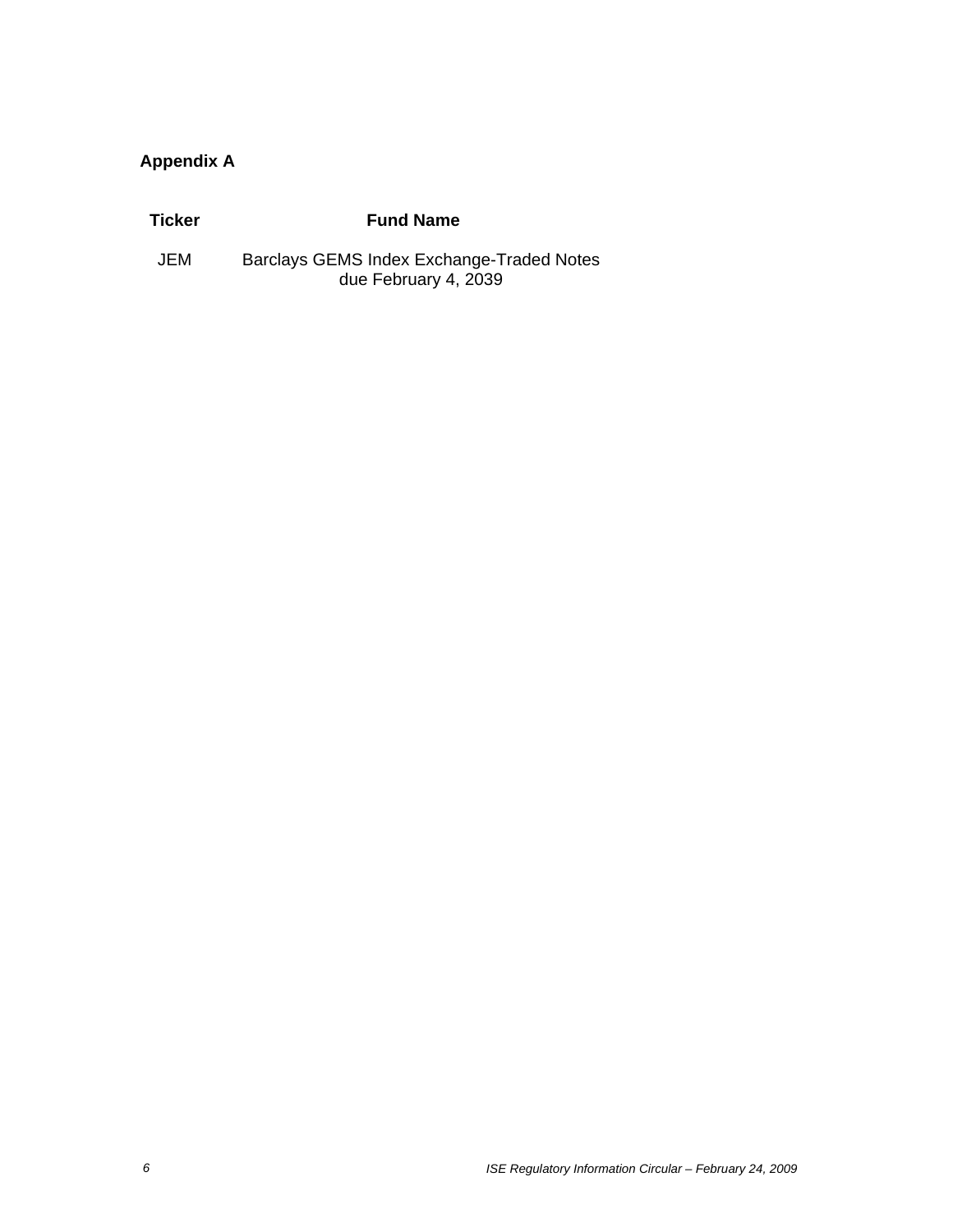## Appendix A

| Ticker | Fund Name |
|---|---|
| JEM | Barclays GEMS Index Exchange-Traded Notes due February 4, 2039 |